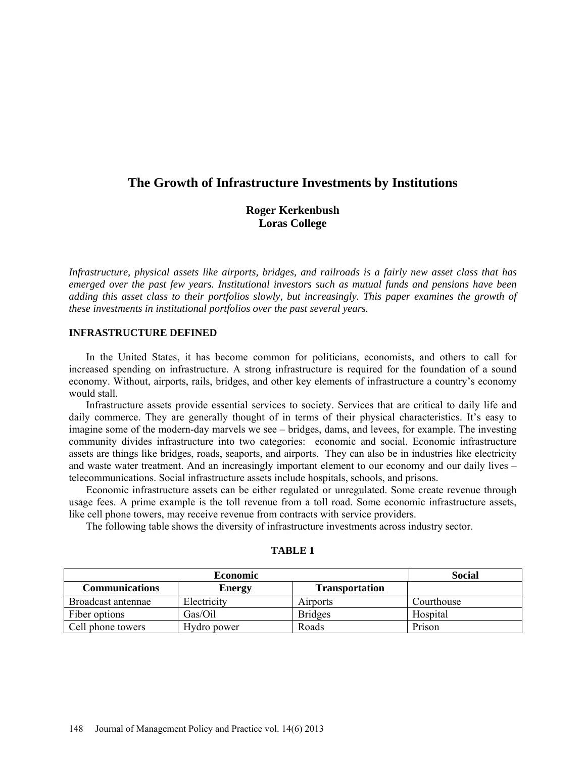# The Growth of Infrastructure Investments by Institutions

**Roger Kerkenbush**
**Loras College**

*Infrastructure, physical assets like airports, bridges, and railroads is a fairly new asset class that has emerged over the past few years. Institutional investors such as mutual funds and pensions have been adding this asset class to their portfolios slowly, but increasingly. This paper examines the growth of these investments in institutional portfolios over the past several years.*

## INFRASTRUCTURE DEFINED

In the United States, it has become common for politicians, economists, and others to call for increased spending on infrastructure. A strong infrastructure is required for the foundation of a sound economy. Without, airports, rails, bridges, and other key elements of infrastructure a country's economy would stall.

Infrastructure assets provide essential services to society. Services that are critical to daily life and daily commerce. They are generally thought of in terms of their physical characteristics. It's easy to imagine some of the modern-day marvels we see – bridges, dams, and levees, for example. The investing community divides infrastructure into two categories: economic and social. Economic infrastructure assets are things like bridges, roads, seaports, and airports. They can also be in industries like electricity and waste water treatment. And an increasingly important element to our economy and our daily lives – telecommunications. Social infrastructure assets include hospitals, schools, and prisons.

Economic infrastructure assets can be either regulated or unregulated. Some create revenue through usage fees. A prime example is the toll revenue from a toll road. Some economic infrastructure assets, like cell phone towers, may receive revenue from contracts with service providers.

The following table shows the diversity of infrastructure investments across industry sector.

**TABLE 1**

| Economic | | | Social |
|---|---|---|---|
| **Communications** | **Energy** | **Transportation** | |
| Broadcast antennae | Electricity | Airports | Courthouse |
| Fiber options | Gas/Oil | Bridges | Hospital |
| Cell phone towers | Hydro power | Roads | Prison |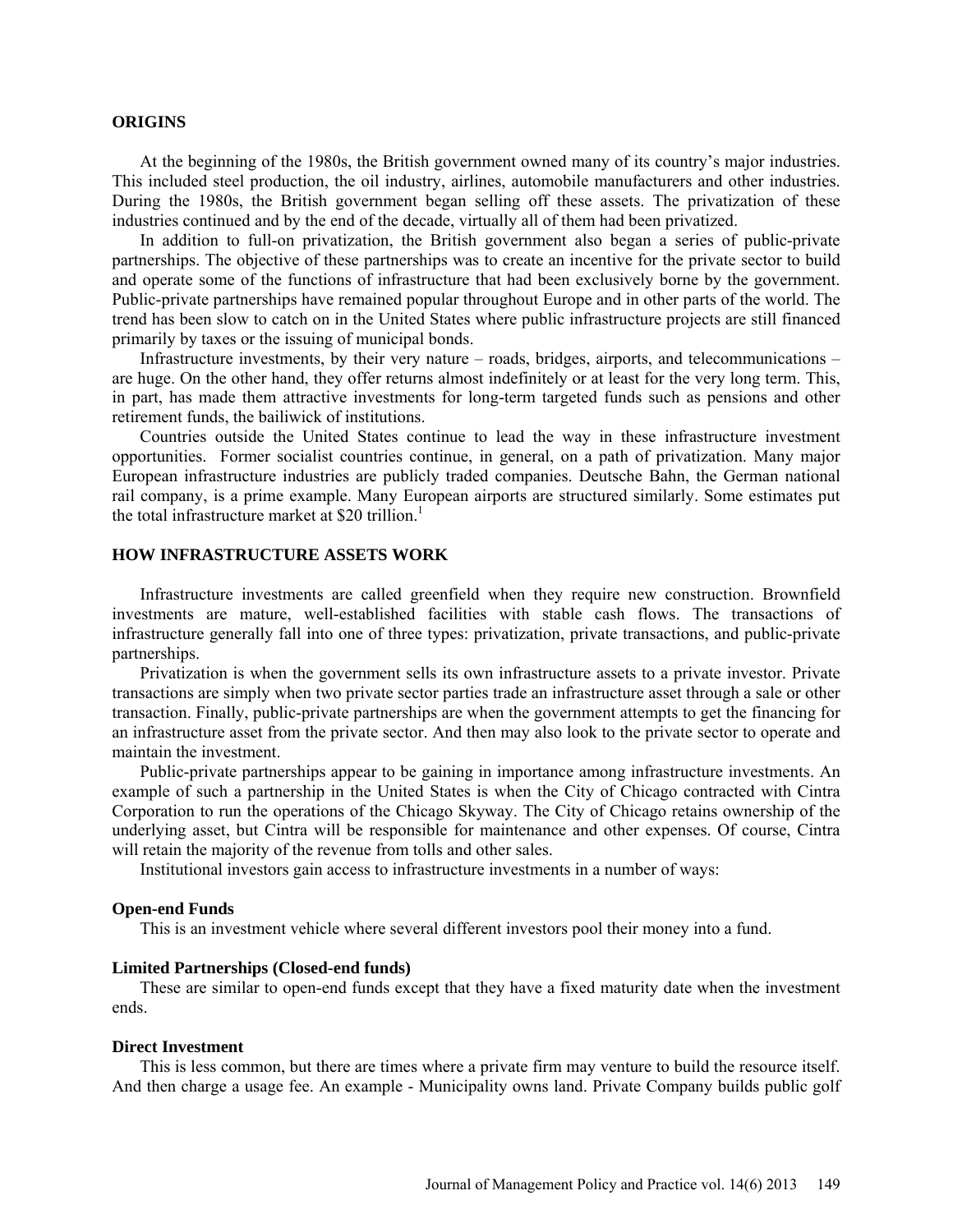## ORIGINS

At the beginning of the 1980s, the British government owned many of its country's major industries. This included steel production, the oil industry, airlines, automobile manufacturers and other industries. During the 1980s, the British government began selling off these assets. The privatization of these industries continued and by the end of the decade, virtually all of them had been privatized.

In addition to full-on privatization, the British government also began a series of public-private partnerships. The objective of these partnerships was to create an incentive for the private sector to build and operate some of the functions of infrastructure that had been exclusively borne by the government. Public-private partnerships have remained popular throughout Europe and in other parts of the world. The trend has been slow to catch on in the United States where public infrastructure projects are still financed primarily by taxes or the issuing of municipal bonds.

Infrastructure investments, by their very nature – roads, bridges, airports, and telecommunications – are huge. On the other hand, they offer returns almost indefinitely or at least for the very long term. This, in part, has made them attractive investments for long-term targeted funds such as pensions and other retirement funds, the bailiwick of institutions.

Countries outside the United States continue to lead the way in these infrastructure investment opportunities. Former socialist countries continue, in general, on a path of privatization. Many major European infrastructure industries are publicly traded companies. Deutsche Bahn, the German national rail company, is a prime example. Many European airports are structured similarly. Some estimates put the total infrastructure market at $20 trillion.[1]

## HOW INFRASTRUCTURE ASSETS WORK

Infrastructure investments are called greenfield when they require new construction. Brownfield investments are mature, well-established facilities with stable cash flows. The transactions of infrastructure generally fall into one of three types: privatization, private transactions, and public-private partnerships.

Privatization is when the government sells its own infrastructure assets to a private investor. Private transactions are simply when two private sector parties trade an infrastructure asset through a sale or other transaction. Finally, public-private partnerships are when the government attempts to get the financing for an infrastructure asset from the private sector. And then may also look to the private sector to operate and maintain the investment.

Public-private partnerships appear to be gaining in importance among infrastructure investments. An example of such a partnership in the United States is when the City of Chicago contracted with Cintra Corporation to run the operations of the Chicago Skyway. The City of Chicago retains ownership of the underlying asset, but Cintra will be responsible for maintenance and other expenses. Of course, Cintra will retain the majority of the revenue from tolls and other sales.

Institutional investors gain access to infrastructure investments in a number of ways:

### Open-end Funds

This is an investment vehicle where several different investors pool their money into a fund.

### Limited Partnerships (Closed-end funds)

These are similar to open-end funds except that they have a fixed maturity date when the investment ends.

### Direct Investment

This is less common, but there are times where a private firm may venture to build the resource itself. And then charge a usage fee. An example - Municipality owns land. Private Company builds public golf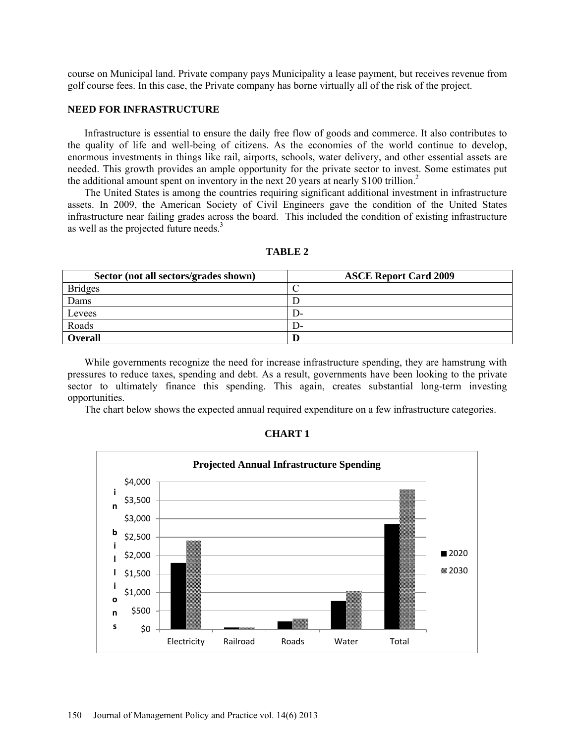course on Municipal land. Private company pays Municipality a lease payment, but receives revenue from golf course fees. In this case, the Private company has borne virtually all of the risk of the project.

### NEED FOR INFRASTRUCTURE

Infrastructure is essential to ensure the daily free flow of goods and commerce. It also contributes to the quality of life and well-being of citizens. As the economies of the world continue to develop, enormous investments in things like rail, airports, schools, water delivery, and other essential assets are needed. This growth provides an ample opportunity for the private sector to invest. Some estimates put the additional amount spent on inventory in the next 20 years at nearly $100 trillion.[2]

The United States is among the countries requiring significant additional investment in infrastructure assets. In 2009, the American Society of Civil Engineers gave the condition of the United States infrastructure near failing grades across the board. This included the condition of existing infrastructure as well as the projected future needs.[3]

**TABLE 2**

| Sector (not all sectors/grades shown) | ASCE Report Card 2009 |
|---|---|
| Bridges | C |
| Dams | D |
| Levees | D- |
| Roads | D- |
| **Overall** | **D** |

While governments recognize the need for increase infrastructure spending, they are hamstrung with pressures to reduce taxes, spending and debt. As a result, governments have been looking to the private sector to ultimately finance this spending. This again, creates substantial long-term investing opportunities.

The chart below shows the expected annual required expenditure on a few infrastructure categories.

**CHART 1**

**Projected Annual Infrastructure Spending**

(in billions; legend: 2020, 2030; categories: Electricity, Railroad, Roads, Water, Total)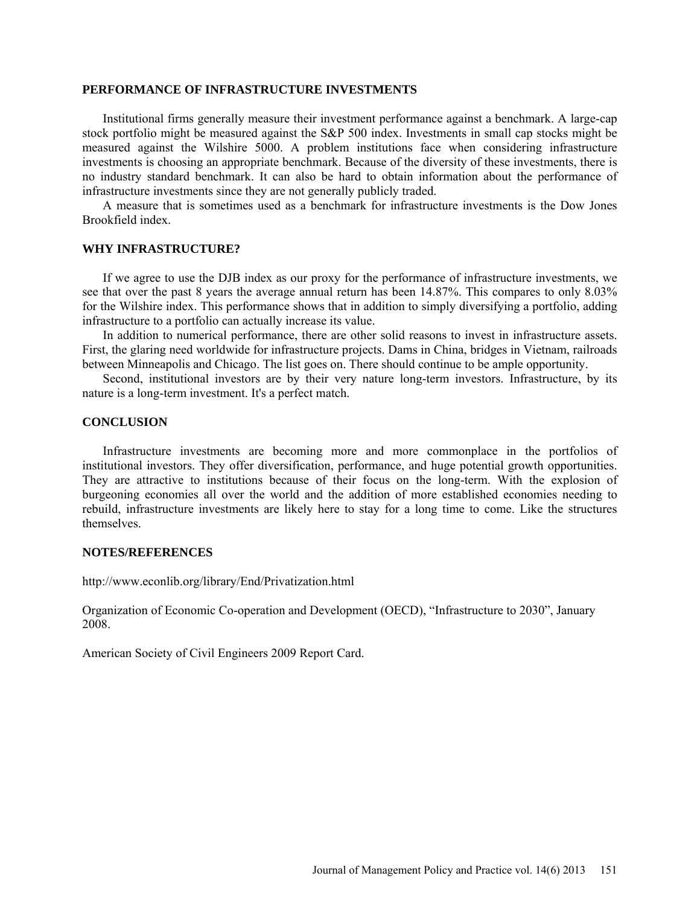## PERFORMANCE OF INFRASTRUCTURE INVESTMENTS

Institutional firms generally measure their investment performance against a benchmark. A large-cap stock portfolio might be measured against the S&P 500 index. Investments in small cap stocks might be measured against the Wilshire 5000. A problem institutions face when considering infrastructure investments is choosing an appropriate benchmark. Because of the diversity of these investments, there is no industry standard benchmark. It can also be hard to obtain information about the performance of infrastructure investments since they are not generally publicly traded.

A measure that is sometimes used as a benchmark for infrastructure investments is the Dow Jones Brookfield index.

## WHY INFRASTRUCTURE?

If we agree to use the DJB index as our proxy for the performance of infrastructure investments, we see that over the past 8 years the average annual return has been 14.87%. This compares to only 8.03% for the Wilshire index. This performance shows that in addition to simply diversifying a portfolio, adding infrastructure to a portfolio can actually increase its value.

In addition to numerical performance, there are other solid reasons to invest in infrastructure assets. First, the glaring need worldwide for infrastructure projects. Dams in China, bridges in Vietnam, railroads between Minneapolis and Chicago. The list goes on. There should continue to be ample opportunity.

Second, institutional investors are by their very nature long-term investors. Infrastructure, by its nature is a long-term investment. It's a perfect match.

## CONCLUSION

Infrastructure investments are becoming more and more commonplace in the portfolios of institutional investors. They offer diversification, performance, and huge potential growth opportunities. They are attractive to institutions because of their focus on the long-term. With the explosion of burgeoning economies all over the world and the addition of more established economies needing to rebuild, infrastructure investments are likely here to stay for a long time to come. Like the structures themselves.

## NOTES/REFERENCES

http://www.econlib.org/library/End/Privatization.html

Organization of Economic Co-operation and Development (OECD), "Infrastructure to 2030", January 2008.

American Society of Civil Engineers 2009 Report Card.